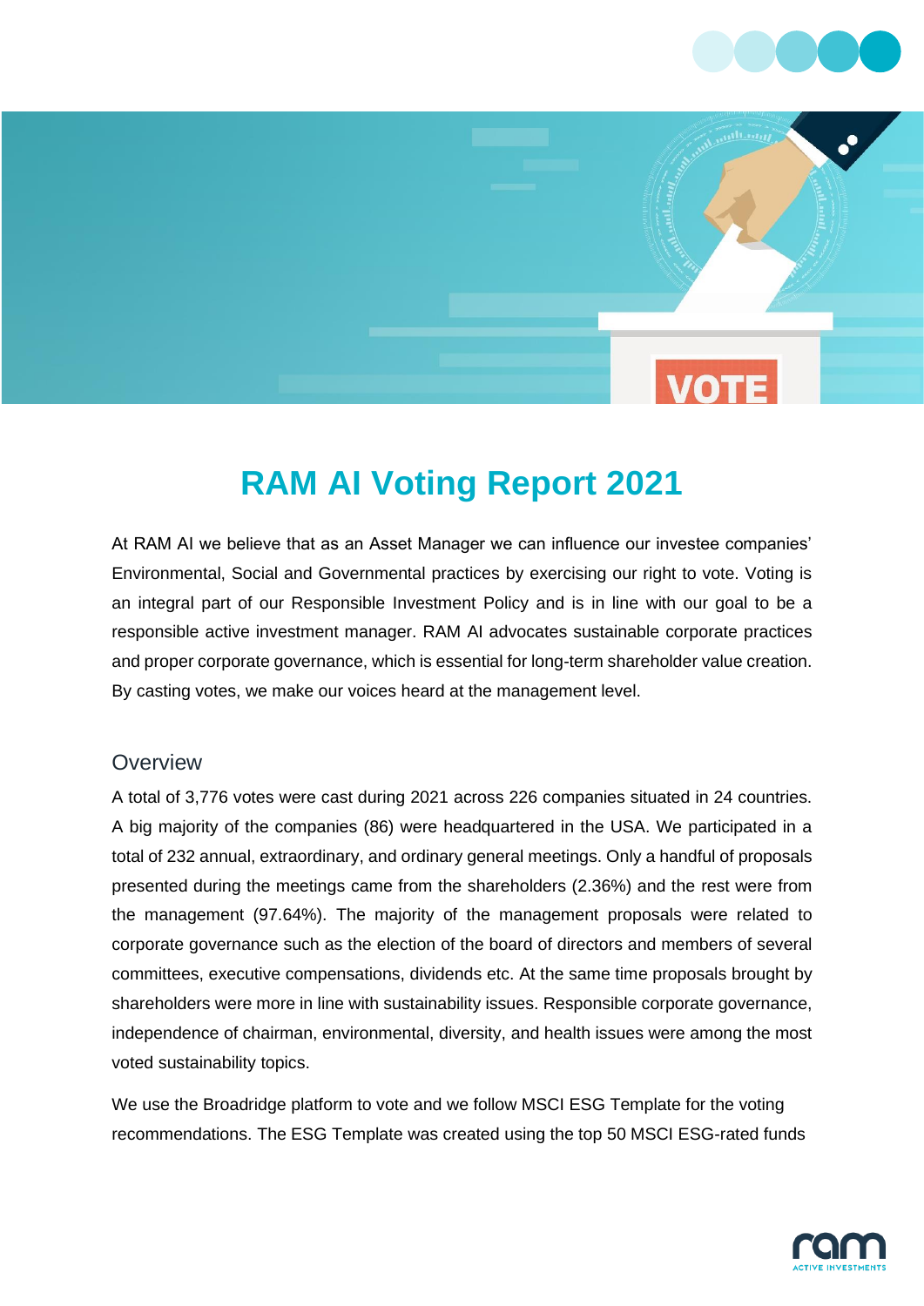# RAM AI Voting Report 2021

At RAM AI we believe that as an Asset Manager we can influence our investee companies' Environmental, Social and Governmental practices by exercising our right to vote. Voting is an integral part of our Responsible Investment Policy and is in line with our goal to be a responsible active investment manager. RAM AI advocates sustainable corporate practices and proper corporate governance, which is essential for long-term shareholder value creation. By casting votes, we make our voices heard at the management level.

## Overview

A total of 3,776 votes were cast during 2021 across 226 companies situated in 24 countries. A big majority of the companies (86) were headquartered in the USA. We participated in a total of 232 annual, extraordinary, and ordinary general meetings. Only a handful of proposals presented during the meetings came from the shareholders (2.36%) and the rest were from the management (97.64%). The majority of the management proposals were related to corporate governance such as the election of the board of directors and members of several committees, executive compensations, dividends etc. At the same time proposals brought by shareholders were more in line with sustainability issues. Responsible corporate governance, independence of chairman, environmental, diversity, and health issues were among the most voted sustainability topics.

We use the Broadridge platform to vote and we follow MSCI ESG Template for the voting recommendations. The ESG Template was created using the top 50 MSCI ESG-rated funds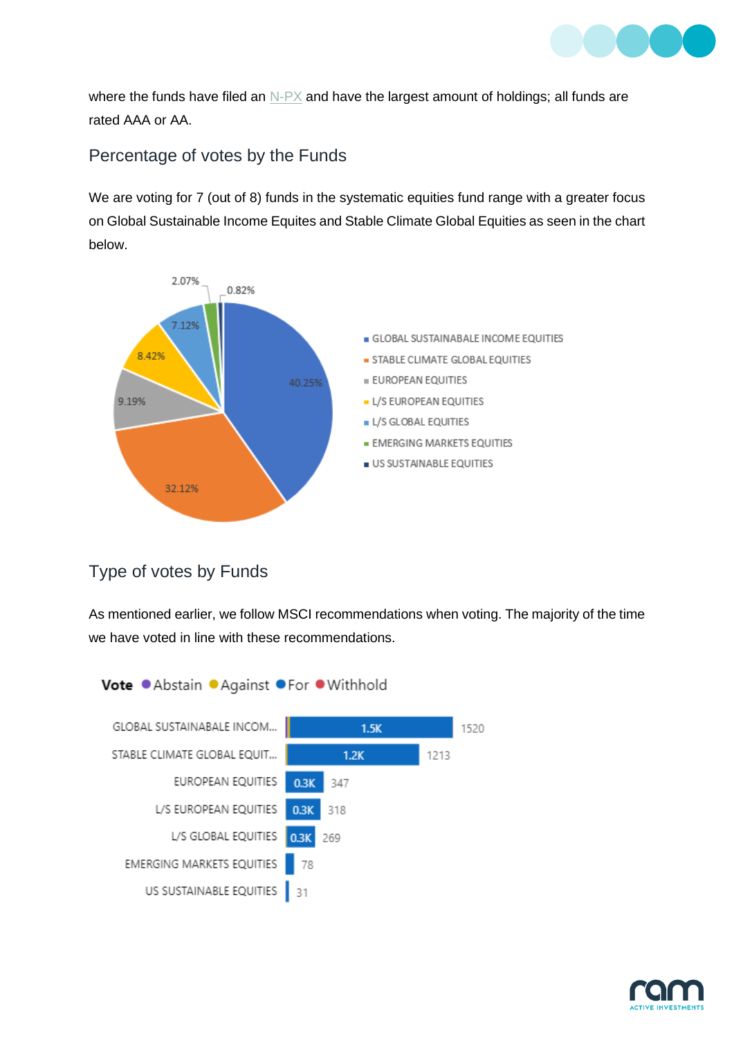where the funds have filed an N-PX and have the largest amount of holdings; all funds are rated AAA or AA.

## Percentage of votes by the Funds

We are voting for 7 (out of 8) funds in the systematic equities fund range with a greater focus on Global Sustainable Income Equites and Stable Climate Global Equities as seen in the chart below.

| Fund | Percentage |
|---|---|
| GLOBAL SUSTAINABALE INCOME EQUITIES | 40.25% |
| STABLE CLIMATE GLOBAL EQUITIES | 32.12% |
| EUROPEAN EQUITIES | 9.19% |
| L/S EUROPEAN EQUITIES | 8.42% |
| L/S GLOBAL EQUITIES | 7.12% |
| EMERGING MARKETS EQUITIES | 2.07% |
| US SUSTAINABLE EQUITIES | 0.82% |

## Type of votes by Funds

As mentioned earlier, we follow MSCI recommendations when voting. The majority of the time we have voted in line with these recommendations.

Vote: Abstain, Against, For, Withhold

| Fund | Votes |
|---|---|
| GLOBAL SUSTAINABALE INCOM... | 1520 |
| STABLE CLIMATE GLOBAL EQUIT... | 1213 |
| EUROPEAN EQUITIES | 347 |
| L/S EUROPEAN EQUITIES | 318 |
| L/S GLOBAL EQUITIES | 269 |
| EMERGING MARKETS EQUITIES | 78 |
| US SUSTAINABLE EQUITIES | 31 |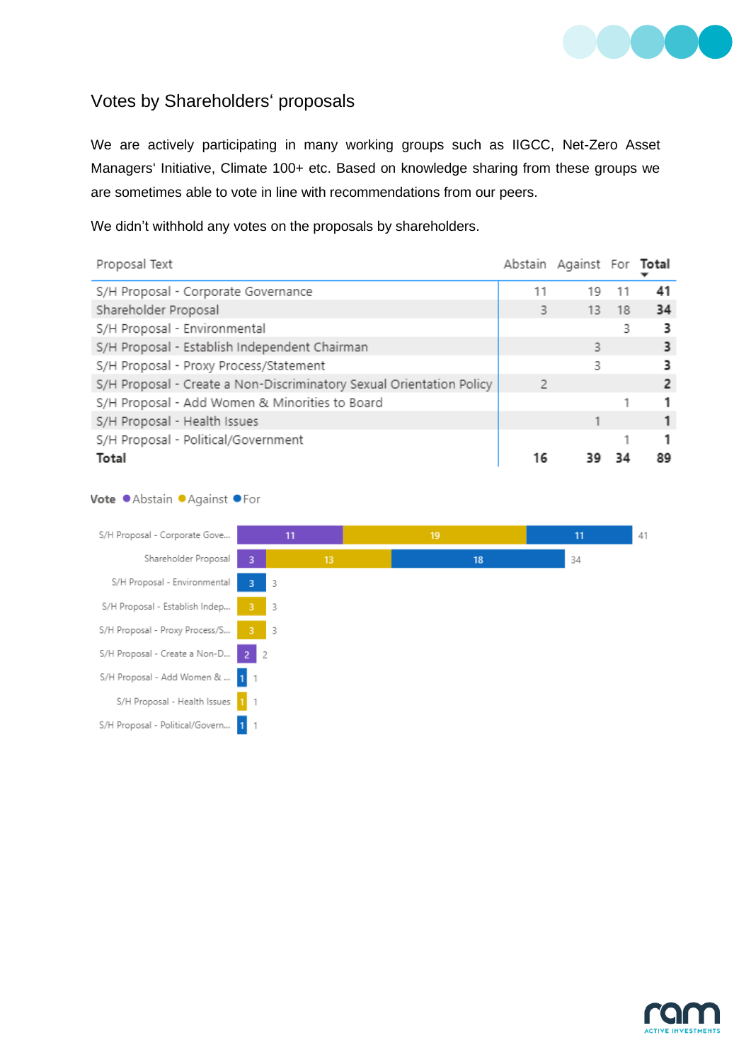## Votes by Shareholders' proposals

We are actively participating in many working groups such as IIGCC, Net-Zero Asset Managers' Initiative, Climate 100+ etc. Based on knowledge sharing from these groups we are sometimes able to vote in line with recommendations from our peers.

We didn't withhold any votes on the proposals by shareholders.

| Proposal Text | Abstain | Against | For | Total |
|---|---|---|---|---|
| S/H Proposal - Corporate Governance | 11 | 19 | 11 | **41** |
| Shareholder Proposal | 3 | 13 | 18 | **34** |
| S/H Proposal - Environmental | | | 3 | **3** |
| S/H Proposal - Establish Independent Chairman | | 3 | | **3** |
| S/H Proposal - Proxy Process/Statement | | 3 | | **3** |
| S/H Proposal - Create a Non-Discriminatory Sexual Orientation Policy | 2 | | | **2** |
| S/H Proposal - Add Women & Minorities to Board | | | 1 | **1** |
| S/H Proposal - Health Issues | | 1 | | **1** |
| S/H Proposal - Political/Government | | | 1 | **1** |
| **Total** | **16** | **39** | **34** | **89** |

**Vote** ● Abstain ● Against ● For

| Proposal | Abstain | Against | For | Total |
|---|---|---|---|---|
| S/H Proposal - Corporate Gove... | 11 | 19 | 11 | 41 |
| Shareholder Proposal | 3 | 13 | 18 | 34 |
| S/H Proposal - Environmental | | | 3 | 3 |
| S/H Proposal - Establish Indep... | | 3 | | 3 |
| S/H Proposal - Proxy Process/S... | | 3 | | 3 |
| S/H Proposal - Create a Non-D... | 2 | | | 2 |
| S/H Proposal - Add Women & ... | | | 1 | 1 |
| S/H Proposal - Health Issues | | 1 | | 1 |
| S/H Proposal - Political/Govern... | | | 1 | 1 |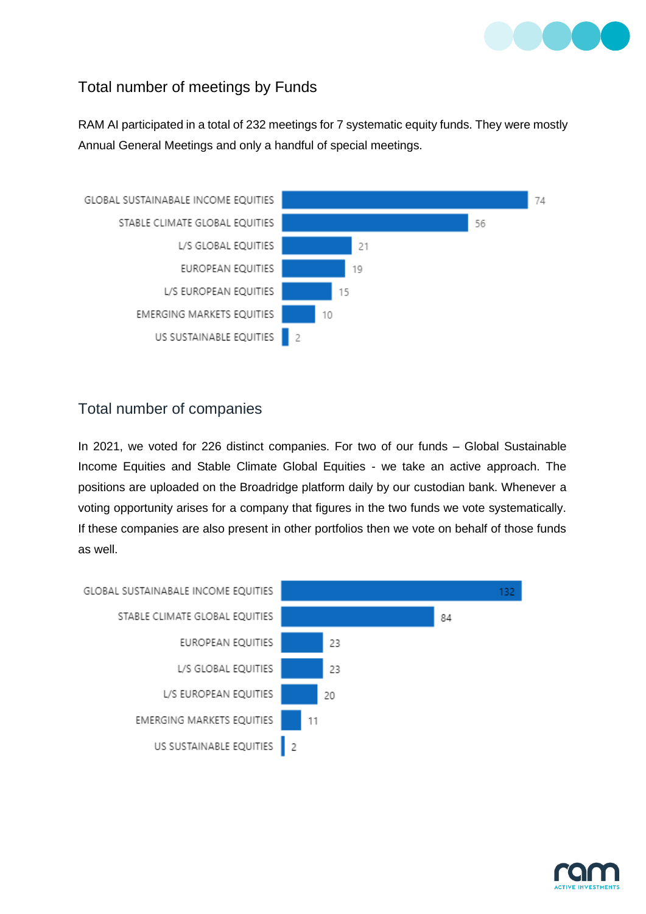## Total number of meetings by Funds

RAM AI participated in a total of 232 meetings for 7 systematic equity funds. They were mostly Annual General Meetings and only a handful of special meetings.

| Fund | Meetings |
|---|---|
| GLOBAL SUSTAINABALE INCOME EQUITIES | 74 |
| STABLE CLIMATE GLOBAL EQUITIES | 56 |
| L/S GLOBAL EQUITIES | 21 |
| EUROPEAN EQUITIES | 19 |
| L/S EUROPEAN EQUITIES | 15 |
| EMERGING MARKETS EQUITIES | 10 |
| US SUSTAINABLE EQUITIES | 2 |

## Total number of companies

In 2021, we voted for 226 distinct companies. For two of our funds – Global Sustainable Income Equities and Stable Climate Global Equities - we take an active approach. The positions are uploaded on the Broadridge platform daily by our custodian bank. Whenever a voting opportunity arises for a company that figures in the two funds we vote systematically. If these companies are also present in other portfolios then we vote on behalf of those funds as well.

| Fund | Companies |
|---|---|
| GLOBAL SUSTAINABALE INCOME EQUITIES | 132 |
| STABLE CLIMATE GLOBAL EQUITIES | 84 |
| EUROPEAN EQUITIES | 23 |
| L/S GLOBAL EQUITIES | 23 |
| L/S EUROPEAN EQUITIES | 20 |
| EMERGING MARKETS EQUITIES | 11 |
| US SUSTAINABLE EQUITIES | 2 |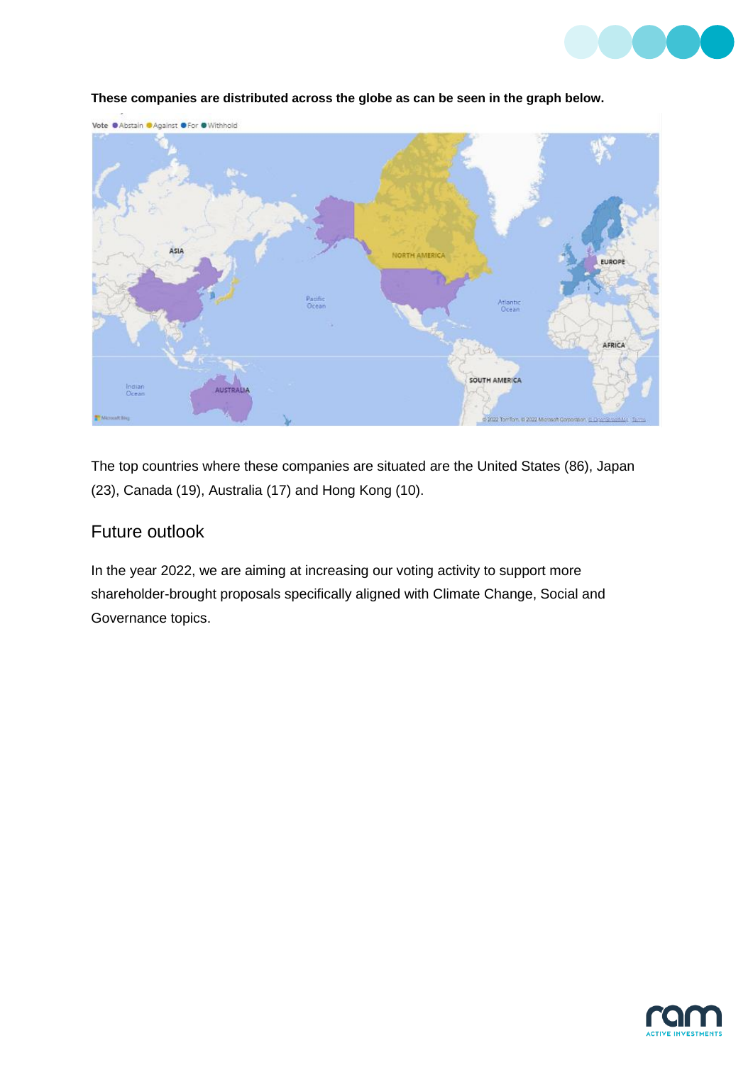**These companies are distributed across the globe as can be seen in the graph below.**

The top countries where these companies are situated are the United States (86), Japan (23), Canada (19), Australia (17) and Hong Kong (10).

## Future outlook

In the year 2022, we are aiming at increasing our voting activity to support more shareholder-brought proposals specifically aligned with Climate Change, Social and Governance topics.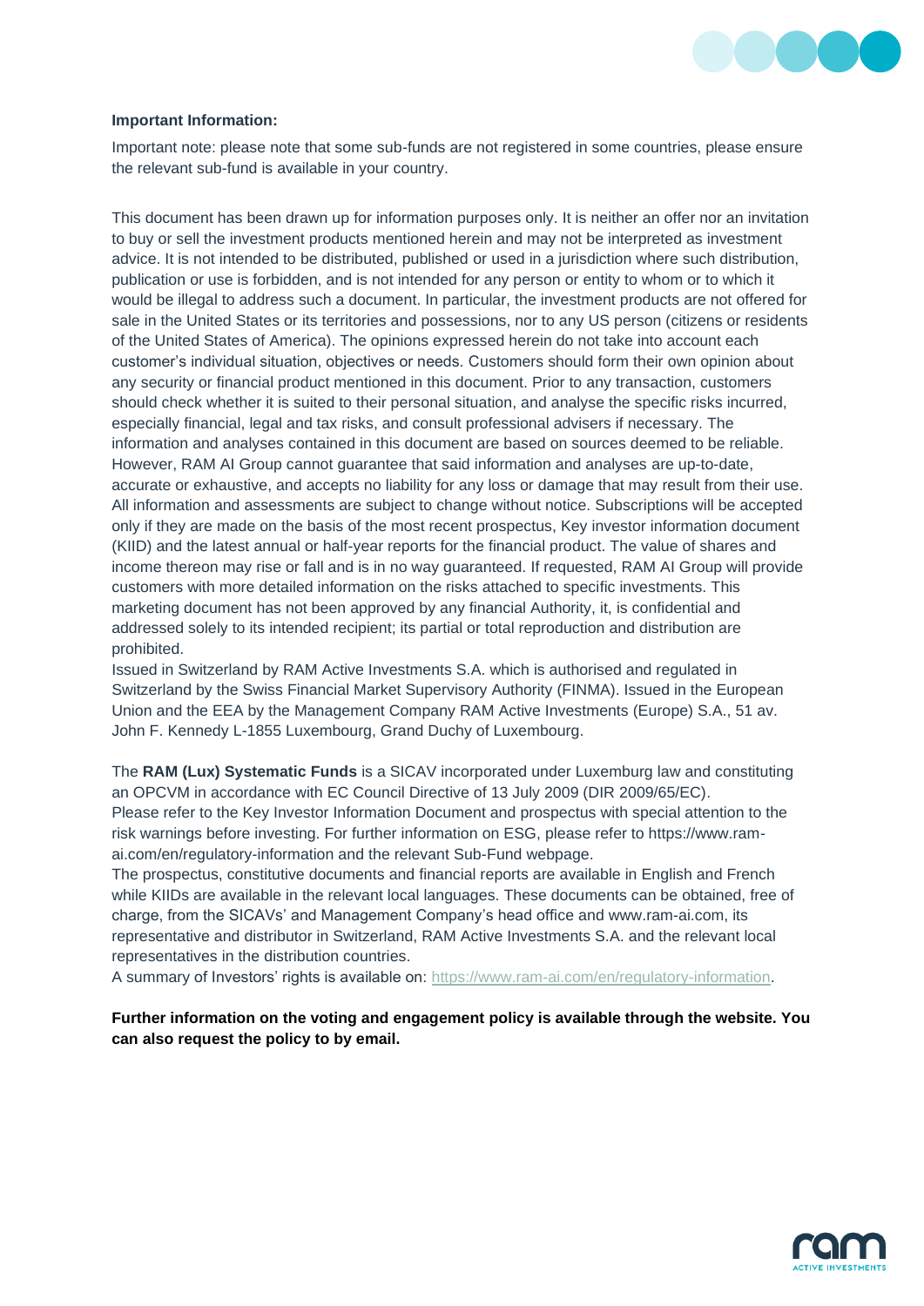**Important Information:**

Important note: please note that some sub-funds are not registered in some countries, please ensure the relevant sub-fund is available in your country.

This document has been drawn up for information purposes only. It is neither an offer nor an invitation to buy or sell the investment products mentioned herein and may not be interpreted as investment advice. It is not intended to be distributed, published or used in a jurisdiction where such distribution, publication or use is forbidden, and is not intended for any person or entity to whom or to which it would be illegal to address such a document. In particular, the investment products are not offered for sale in the United States or its territories and possessions, nor to any US person (citizens or residents of the United States of America). The opinions expressed herein do not take into account each customer's individual situation, objectives or needs. Customers should form their own opinion about any security or financial product mentioned in this document. Prior to any transaction, customers should check whether it is suited to their personal situation, and analyse the specific risks incurred, especially financial, legal and tax risks, and consult professional advisers if necessary. The information and analyses contained in this document are based on sources deemed to be reliable. However, RAM AI Group cannot guarantee that said information and analyses are up-to-date, accurate or exhaustive, and accepts no liability for any loss or damage that may result from their use. All information and assessments are subject to change without notice. Subscriptions will be accepted only if they are made on the basis of the most recent prospectus, Key investor information document (KIID) and the latest annual or half-year reports for the financial product. The value of shares and income thereon may rise or fall and is in no way guaranteed. If requested, RAM AI Group will provide customers with more detailed information on the risks attached to specific investments. This marketing document has not been approved by any financial Authority, it, is confidential and addressed solely to its intended recipient; its partial or total reproduction and distribution are prohibited.
Issued in Switzerland by RAM Active Investments S.A. which is authorised and regulated in Switzerland by the Swiss Financial Market Supervisory Authority (FINMA). Issued in the European Union and the EEA by the Management Company RAM Active Investments (Europe) S.A., 51 av. John F. Kennedy L-1855 Luxembourg, Grand Duchy of Luxembourg.

The **RAM (Lux) Systematic Funds** is a SICAV incorporated under Luxemburg law and constituting an OPCVM in accordance with EC Council Directive of 13 July 2009 (DIR 2009/65/EC).
Please refer to the Key Investor Information Document and prospectus with special attention to the risk warnings before investing. For further information on ESG, please refer to https://www.ram-ai.com/en/regulatory-information and the relevant Sub-Fund webpage.
The prospectus, constitutive documents and financial reports are available in English and French while KIIDs are available in the relevant local languages. These documents can be obtained, free of charge, from the SICAVs' and Management Company's head office and www.ram-ai.com, its representative and distributor in Switzerland, RAM Active Investments S.A. and the relevant local representatives in the distribution countries.
A summary of Investors' rights is available on: https://www.ram-ai.com/en/regulatory-information.

**Further information on the voting and engagement policy is available through the website. You can also request the policy to by email.**